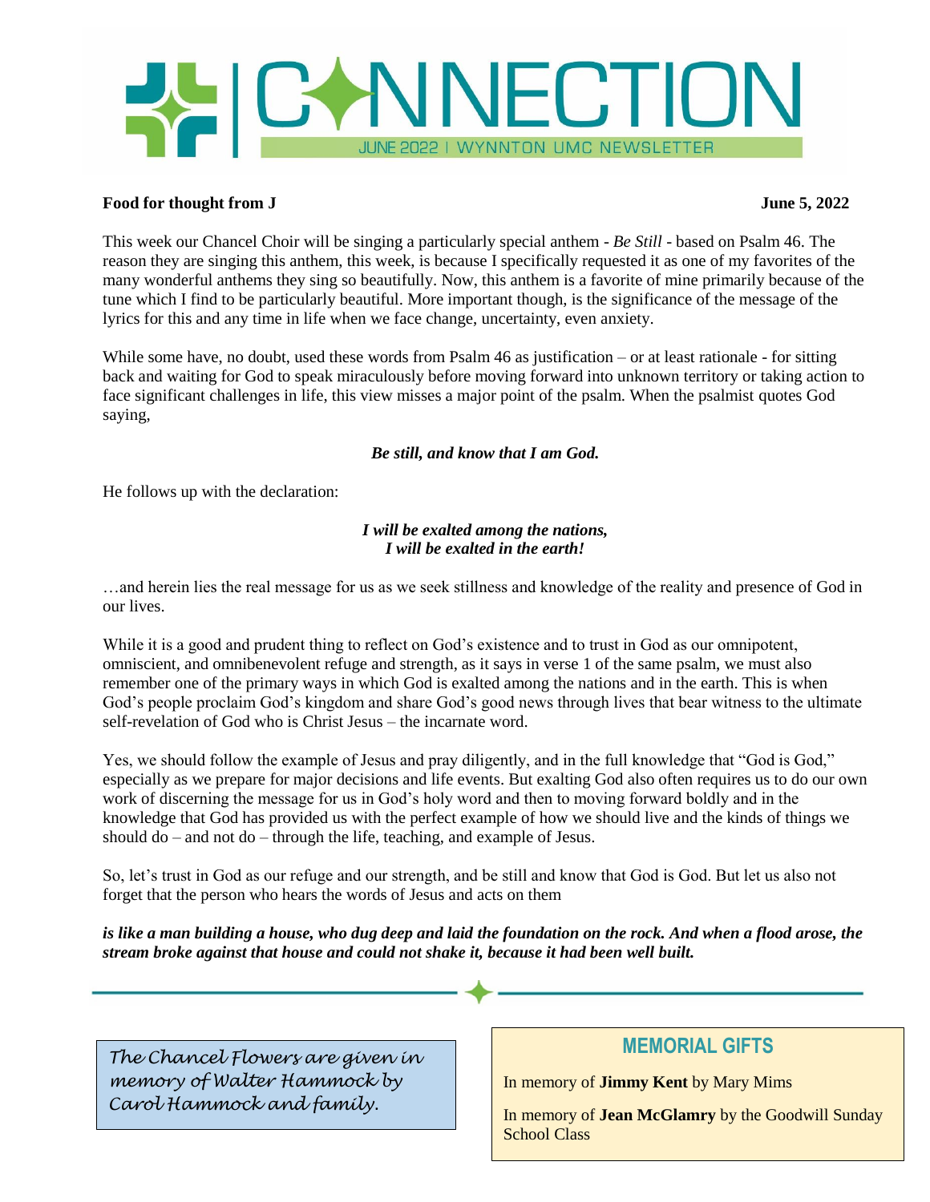# CONNECTION

JUNE 2022 | WYNNTON UMC NEWSLETTER

**Food for thought from J** **June 5, 2022**

This week our Chancel Choir will be singing a particularly special anthem - *Be Still* - based on Psalm 46. The reason they are singing this anthem, this week, is because I specifically requested it as one of my favorites of the many wonderful anthems they sing so beautifully. Now, this anthem is a favorite of mine primarily because of the tune which I find to be particularly beautiful. More important though, is the significance of the message of the lyrics for this and any time in life when we face change, uncertainty, even anxiety.

While some have, no doubt, used these words from Psalm 46 as justification – or at least rationale - for sitting back and waiting for God to speak miraculously before moving forward into unknown territory or taking action to face significant challenges in life, this view misses a major point of the psalm. When the psalmist quotes God saying,

***Be still, and know that I am God.***

He follows up with the declaration:

***I will be exalted among the nations,***
***I will be exalted in the earth!***

…and herein lies the real message for us as we seek stillness and knowledge of the reality and presence of God in our lives.

While it is a good and prudent thing to reflect on God's existence and to trust in God as our omnipotent, omniscient, and omnibenevolent refuge and strength, as it says in verse 1 of the same psalm, we must also remember one of the primary ways in which God is exalted among the nations and in the earth. This is when God's people proclaim God's kingdom and share God's good news through lives that bear witness to the ultimate self-revelation of God who is Christ Jesus – the incarnate word.

Yes, we should follow the example of Jesus and pray diligently, and in the full knowledge that "God is God," especially as we prepare for major decisions and life events. But exalting God also often requires us to do our own work of discerning the message for us in God's holy word and then to moving forward boldly and in the knowledge that God has provided us with the perfect example of how we should live and the kinds of things we should do – and not do – through the life, teaching, and example of Jesus.

So, let's trust in God as our refuge and our strength, and be still and know that God is God. But let us also not forget that the person who hears the words of Jesus and acts on them

***is like a man building a house, who dug deep and laid the foundation on the rock. And when a flood arose, the stream broke against that house and could not shake it, because it had been well built.***

---

*The Chancel Flowers are given in memory of Walter Hammock by Carol Hammock and family.*

## MEMORIAL GIFTS

In memory of **Jimmy Kent** by Mary Mims

In memory of **Jean McGlamry** by the Goodwill Sunday School Class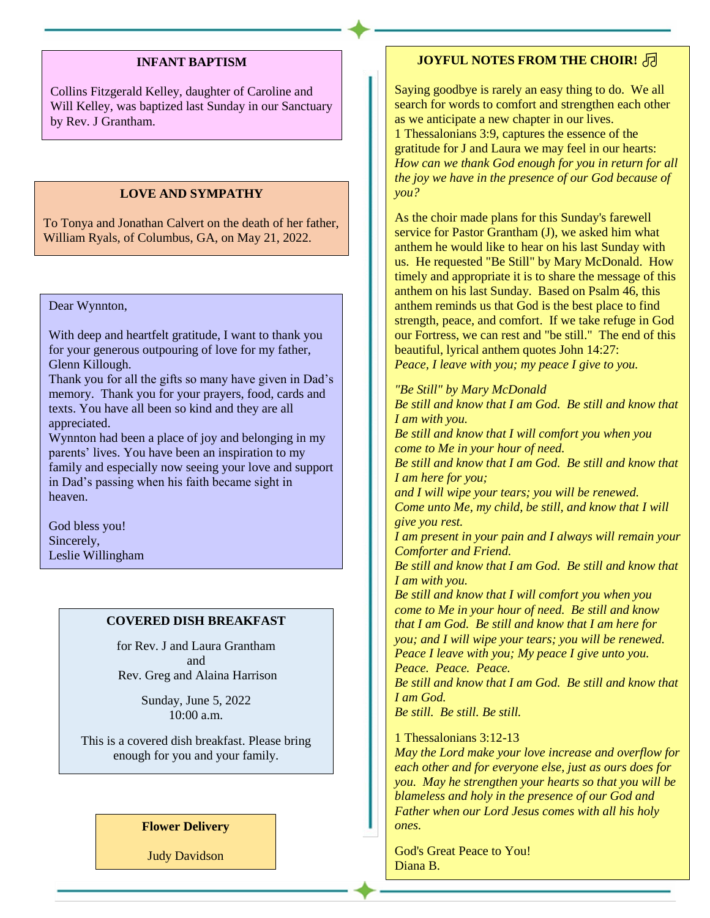## INFANT BAPTISM

Collins Fitzgerald Kelley, daughter of Caroline and Will Kelley, was baptized last Sunday in our Sanctuary by Rev. J Grantham.

## LOVE AND SYMPATHY

To Tonya and Jonathan Calvert on the death of her father, William Ryals, of Columbus, GA, on May 21, 2022.

Dear Wynnton,

With deep and heartfelt gratitude, I want to thank you for your generous outpouring of love for my father, Glenn Killough.
Thank you for all the gifts so many have given in Dad's memory. Thank you for your prayers, food, cards and texts. You have all been so kind and they are all appreciated.
Wynnton had been a place of joy and belonging in my parents' lives. You have been an inspiration to my family and especially now seeing your love and support in Dad's passing when his faith became sight in heaven.

God bless you!
Sincerely,
Leslie Willingham

## COVERED DISH BREAKFAST

for Rev. J and Laura Grantham
and
Rev. Greg and Alaina Harrison

Sunday, June 5, 2022
10:00 a.m.

This is a covered dish breakfast. Please bring enough for you and your family.

**Flower Delivery**

Judy Davidson

## JOYFUL NOTES FROM THE CHOIR! ♫

Saying goodbye is rarely an easy thing to do. We all search for words to comfort and strengthen each other as we anticipate a new chapter in our lives.
1 Thessalonians 3:9, captures the essence of the gratitude for J and Laura we may feel in our hearts:
*How can we thank God enough for you in return for all the joy we have in the presence of our God because of you?*

As the choir made plans for this Sunday's farewell service for Pastor Grantham (J), we asked him what anthem he would like to hear on his last Sunday with us. He requested "Be Still" by Mary McDonald. How timely and appropriate it is to share the message of this anthem on his last Sunday. Based on Psalm 46, this anthem reminds us that God is the best place to find strength, peace, and comfort. If we take refuge in God our Fortress, we can rest and "be still." The end of this beautiful, lyrical anthem quotes John 14:27:
*Peace, I leave with you; my peace I give to you.*

*"Be Still" by Mary McDonald*
*Be still and know that I am God. Be still and know that I am with you.*
*Be still and know that I will comfort you when you come to Me in your hour of need.*
*Be still and know that I am God. Be still and know that I am here for you;*
*and I will wipe your tears; you will be renewed.*
*Come unto Me, my child, be still, and know that I will give you rest.*
*I am present in your pain and I always will remain your Comforter and Friend.*
*Be still and know that I am God. Be still and know that I am with you.*
*Be still and know that I will comfort you when you come to Me in your hour of need. Be still and know that I am God. Be still and know that I am here for you; and I will wipe your tears; you will be renewed.*
*Peace I leave with you; My peace I give unto you.*
*Peace. Peace. Peace.*
*Be still and know that I am God. Be still and know that I am God.*
*Be still. Be still. Be still.*

1 Thessalonians 3:12-13
*May the Lord make your love increase and overflow for each other and for everyone else, just as ours does for you. May he strengthen your hearts so that you will be blameless and holy in the presence of our God and Father when our Lord Jesus comes with all his holy ones.*

God's Great Peace to You!
Diana B.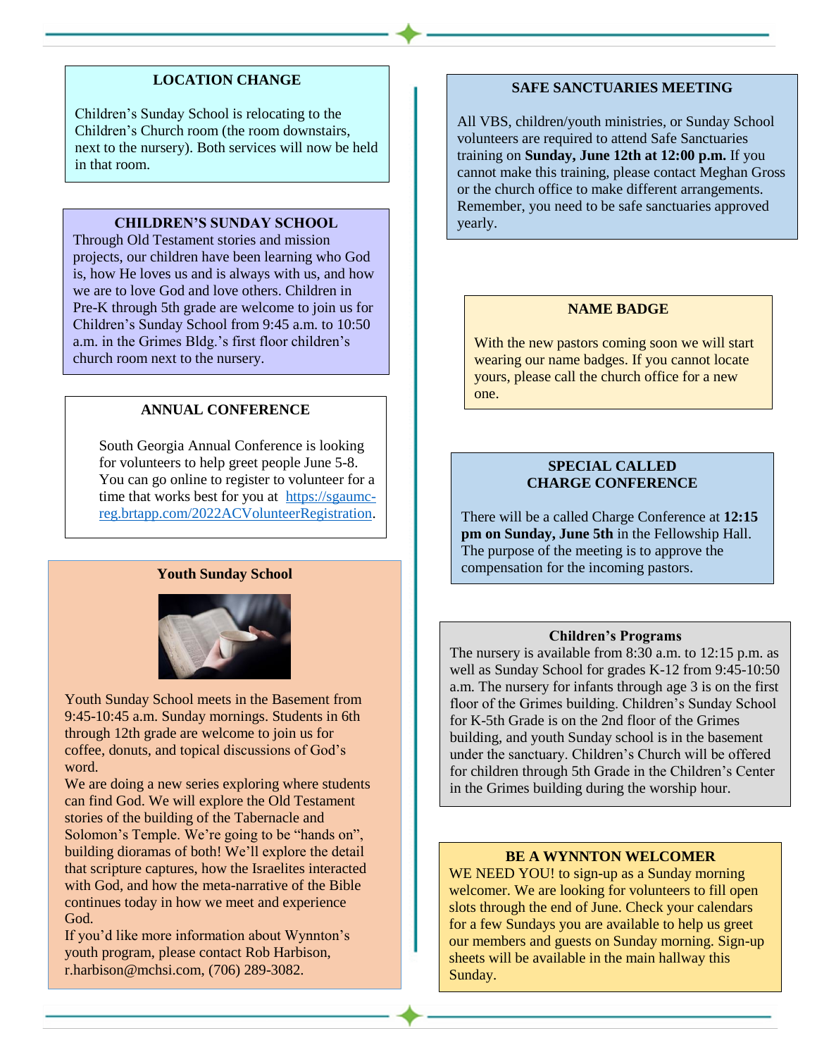## LOCATION CHANGE

Children's Sunday School is relocating to the Children's Church room (the room downstairs, next to the nursery). Both services will now be held in that room.

## CHILDREN'S SUNDAY SCHOOL

Through Old Testament stories and mission projects, our children have been learning who God is, how He loves us and is always with us, and how we are to love God and love others. Children in Pre-K through 5th grade are welcome to join us for Children's Sunday School from 9:45 a.m. to 10:50 a.m. in the Grimes Bldg.'s first floor children's church room next to the nursery.

## ANNUAL CONFERENCE

South Georgia Annual Conference is looking for volunteers to help greet people June 5-8. You can go online to register to volunteer for a time that works best for you at [https://sgaumc-reg.brtapp.com/2022ACVolunteerRegistration](https://sgaumc-reg.brtapp.com/2022ACVolunteerRegistration).

## Youth Sunday School

Youth Sunday School meets in the Basement from 9:45-10:45 a.m. Sunday mornings. Students in 6th through 12th grade are welcome to join us for coffee, donuts, and topical discussions of God's word.

We are doing a new series exploring where students can find God. We will explore the Old Testament stories of the building of the Tabernacle and Solomon's Temple. We're going to be "hands on", building dioramas of both! We'll explore the detail that scripture captures, how the Israelites interacted with God, and how the meta-narrative of the Bible continues today in how we meet and experience God.

If you'd like more information about Wynnton's youth program, please contact Rob Harbison, r.harbison@mchsi.com, (706) 289-3082.

## SAFE SANCTUARIES MEETING

All VBS, children/youth ministries, or Sunday School volunteers are required to attend Safe Sanctuaries training on **Sunday, June 12th at 12:00 p.m.** If you cannot make this training, please contact Meghan Gross or the church office to make different arrangements. Remember, you need to be safe sanctuaries approved yearly.

## NAME BADGE

With the new pastors coming soon we will start wearing our name badges. If you cannot locate yours, please call the church office for a new one.

## SPECIAL CALLED CHARGE CONFERENCE

There will be a called Charge Conference at **12:15 pm on Sunday, June 5th** in the Fellowship Hall. The purpose of the meeting is to approve the compensation for the incoming pastors.

## Children's Programs

The nursery is available from 8:30 a.m. to 12:15 p.m. as well as Sunday School for grades K-12 from 9:45-10:50 a.m. The nursery for infants through age 3 is on the first floor of the Grimes building. Children's Sunday School for K-5th Grade is on the 2nd floor of the Grimes building, and youth Sunday school is in the basement under the sanctuary. Children's Church will be offered for children through 5th Grade in the Children's Center in the Grimes building during the worship hour.

## BE A WYNNTON WELCOMER

WE NEED YOU! to sign-up as a Sunday morning welcomer. We are looking for volunteers to fill open slots through the end of June. Check your calendars for a few Sundays you are available to help us greet our members and guests on Sunday morning. Sign-up sheets will be available in the main hallway this Sunday.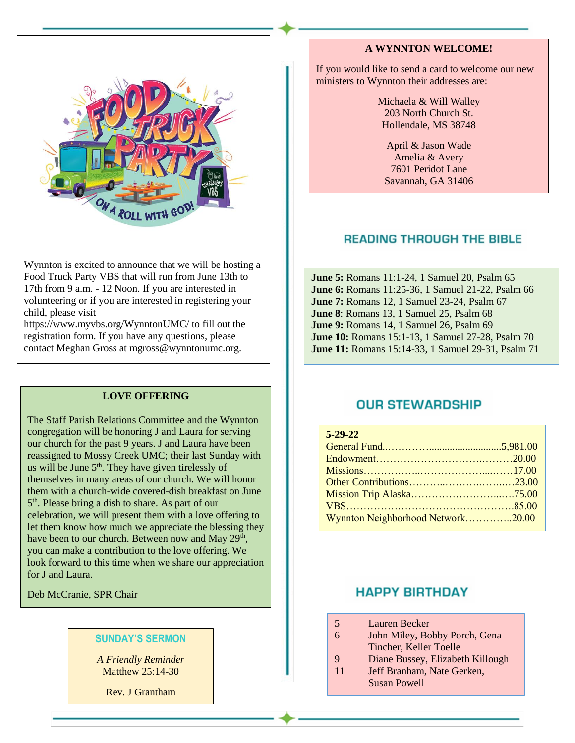Wynnton is excited to announce that we will be hosting a Food Truck Party VBS that will run from June 13th to 17th from 9 a.m. - 12 Noon. If you are interested in volunteering or if you are interested in registering your child, please visit https://www.myvbs.org/WynntonUMC/ to fill out the registration form. If you have any questions, please contact Meghan Gross at mgross@wynntonumc.org.

## LOVE OFFERING

The Staff Parish Relations Committee and the Wynnton congregation will be honoring J and Laura for serving our church for the past 9 years. J and Laura have been reassigned to Mossy Creek UMC; their last Sunday with us will be June 5th. They have given tirelessly of themselves in many areas of our church. We will honor them with a church-wide covered-dish breakfast on June 5th. Please bring a dish to share. As part of our celebration, we will present them with a love offering to let them know how much we appreciate the blessing they have been to our church. Between now and May 29th, you can make a contribution to the love offering. We look forward to this time when we share our appreciation for J and Laura.

Deb McCranie, SPR Chair

## SUNDAY'S SERMON

*A Friendly Reminder*
Matthew 25:14-30

Rev. J Grantham

## A WYNNTON WELCOME!

If you would like to send a card to welcome our new ministers to Wynnton their addresses are:

Michaela & Will Walley
203 North Church St.
Hollendale, MS 38748

April & Jason Wade
Amelia & Avery
7601 Peridot Lane
Savannah, GA 31406

## READING THROUGH THE BIBLE

**June 5:** Romans 11:1-24, 1 Samuel 20, Psalm 65
**June 6:** Romans 11:25-36, 1 Samuel 21-22, Psalm 66
**June 7:** Romans 12, 1 Samuel 23-24, Psalm 67
**June 8**: Romans 13, 1 Samuel 25, Psalm 68
**June 9:** Romans 14, 1 Samuel 26, Psalm 69
**June 10:** Romans 15:1-13, 1 Samuel 27-28, Psalm 70
**June 11:** Romans 15:14-33, 1 Samuel 29-31, Psalm 71

## OUR STEWARDSHIP

**5-29-22**

| | |
|---|---|
| General Fund | 5,981.00 |
| Endowment | 20.00 |
| Missions | 17.00 |
| Other Contributions | 23.00 |
| Mission Trip Alaska | 75.00 |
| VBS | 85.00 |
| Wynnton Neighborhood Network | 20.00 |

## HAPPY BIRTHDAY

| | |
|---|---|
| 5 | Lauren Becker |
| 6 | John Miley, Bobby Porch, Gena Tincher, Keller Toelle |
| 9 | Diane Bussey, Elizabeth Killough |
| 11 | Jeff Branham, Nate Gerken, Susan Powell |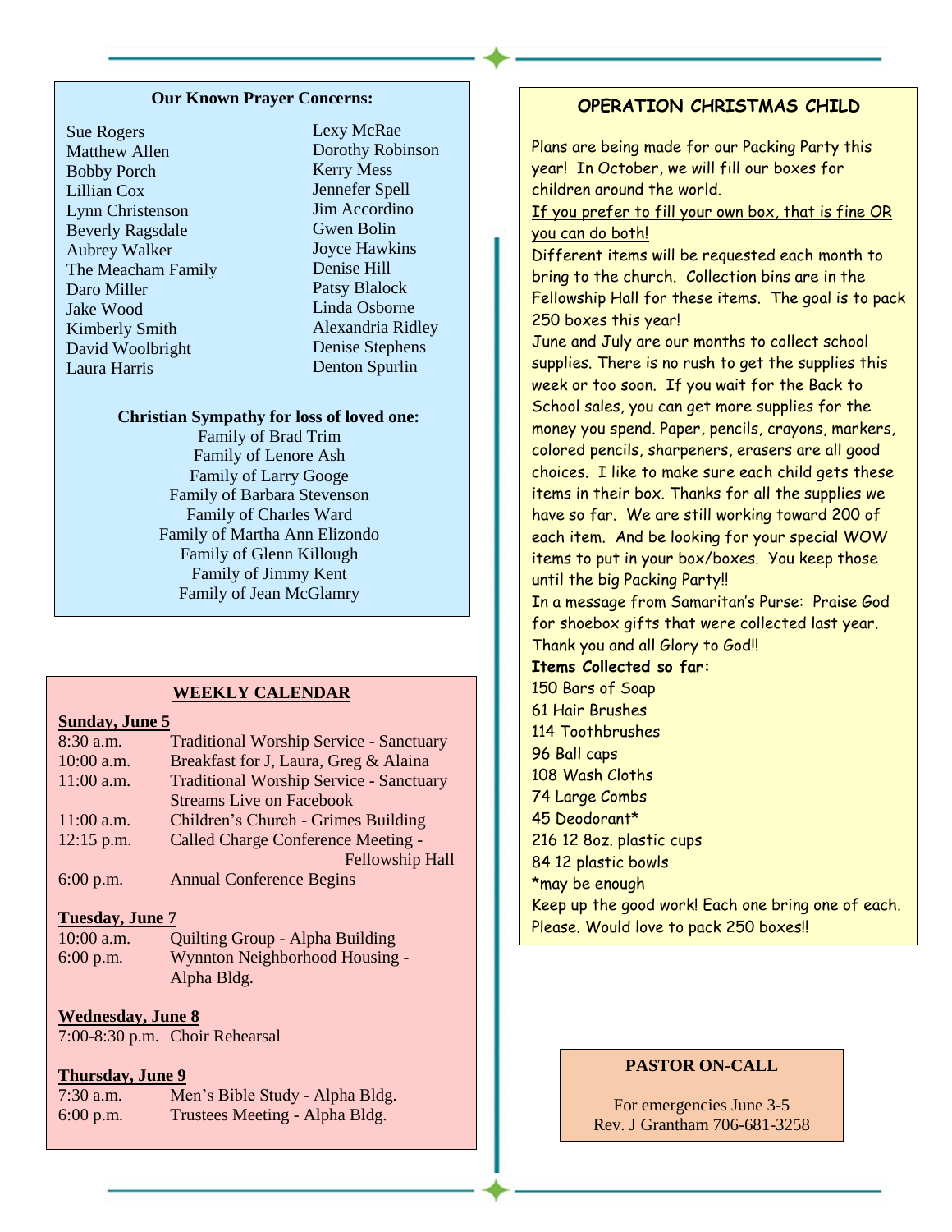## Our Known Prayer Concerns:

Sue Rogers
Matthew Allen
Bobby Porch
Lillian Cox
Lynn Christenson
Beverly Ragsdale
Aubrey Walker
The Meacham Family
Daro Miller
Jake Wood
Kimberly Smith
David Woolbright
Laura Harris
Lexy McRae
Dorothy Robinson
Kerry Mess
Jennefer Spell
Jim Accordino
Gwen Bolin
Joyce Hawkins
Denise Hill
Patsy Blalock
Linda Osborne
Alexandria Ridley
Denise Stephens
Denton Spurlin

**Christian Sympathy for loss of loved one:**

Family of Brad Trim
Family of Lenore Ash
Family of Larry Googe
Family of Barbara Stevenson
Family of Charles Ward
Family of Martha Ann Elizondo
Family of Glenn Killough
Family of Jimmy Kent
Family of Jean McGlamry

## WEEKLY CALENDAR

**Sunday, June 5**

| | |
|---|---|
| 8:30 a.m. | Traditional Worship Service - Sanctuary |
| 10:00 a.m. | Breakfast for J, Laura, Greg & Alaina |
| 11:00 a.m. | Traditional Worship Service - Sanctuary Streams Live on Facebook |
| 11:00 a.m. | Children's Church - Grimes Building |
| 12:15 p.m. | Called Charge Conference Meeting - Fellowship Hall |
| 6:00 p.m. | Annual Conference Begins |

**Tuesday, June 7**

| | |
|---|---|
| 10:00 a.m. | Quilting Group - Alpha Building |
| 6:00 p.m. | Wynnton Neighborhood Housing - Alpha Bldg. |

**Wednesday, June 8**

7:00-8:30 p.m. Choir Rehearsal

**Thursday, June 9**

| | |
|---|---|
| 7:30 a.m. | Men's Bible Study - Alpha Bldg. |
| 6:00 p.m. | Trustees Meeting - Alpha Bldg. |

## OPERATION CHRISTMAS CHILD

Plans are being made for our Packing Party this year! In October, we will fill our boxes for children around the world.

If you prefer to fill your own box, that is fine OR you can do both!

Different items will be requested each month to bring to the church. Collection bins are in the Fellowship Hall for these items. The goal is to pack 250 boxes this year!

June and July are our months to collect school supplies. There is no rush to get the supplies this week or too soon. If you wait for the Back to School sales, you can get more supplies for the money you spend. Paper, pencils, crayons, markers, colored pencils, sharpeners, erasers are all good choices. I like to make sure each child gets these items in their box. Thanks for all the supplies we have so far. We are still working toward 200 of each item. And be looking for your special WOW items to put in your box/boxes. You keep those until the big Packing Party!!

In a message from Samaritan's Purse: Praise God for shoebox gifts that were collected last year. Thank you and all Glory to God!!

**Items Collected so far:**

150 Bars of Soap
61 Hair Brushes
114 Toothbrushes
96 Ball caps
108 Wash Cloths
74 Large Combs
45 Deodorant*
216 12 8oz. plastic cups
84 12 plastic bowls
*may be enough

Keep up the good work! Each one bring one of each. Please. Would love to pack 250 boxes!!

## PASTOR ON-CALL

For emergencies June 3-5
Rev. J Grantham 706-681-3258